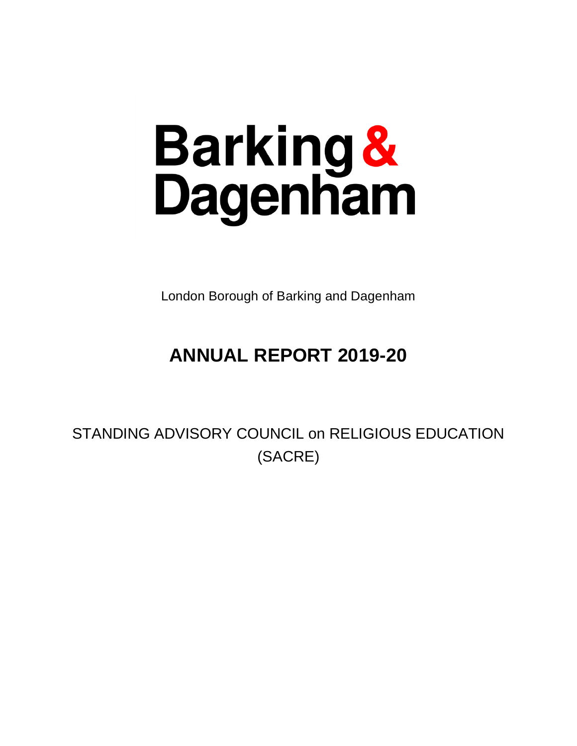# Barking & Dagenham

London Borough of Barking and Dagenham

## ANNUAL REPORT 2019-20

STANDING ADVISORY COUNCIL on RELIGIOUS EDUCATION (SACRE)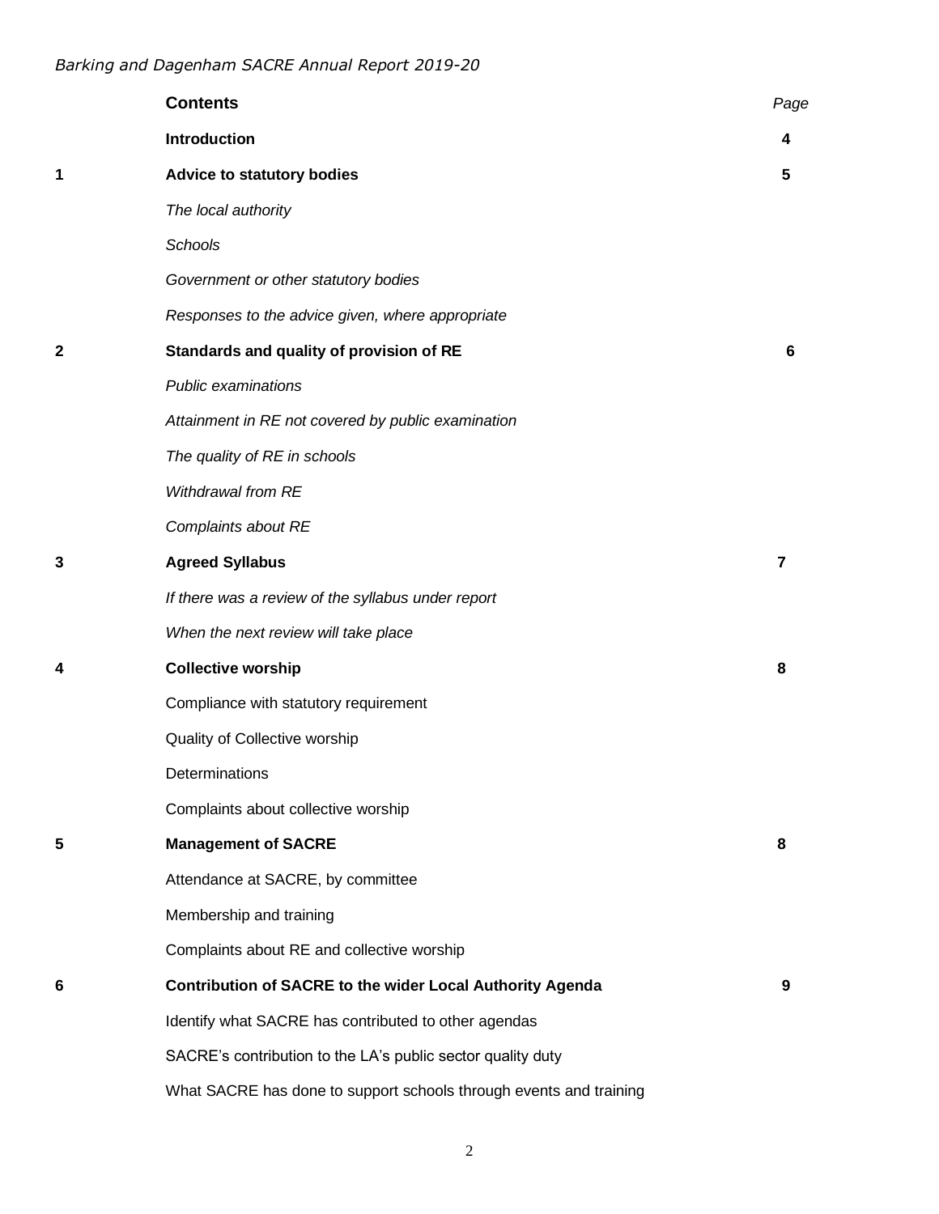| | **Contents** | *Page* |
|---|---|---|
| | **Introduction** | **4** |
| **1** | **Advice to statutory bodies** | **5** |
| | *The local authority* | |
| | *Schools* | |
| | *Government or other statutory bodies* | |
| | *Responses to the advice given, where appropriate* | |
| **2** | **Standards and quality of provision of RE** | **6** |
| | *Public examinations* | |
| | *Attainment in RE not covered by public examination* | |
| | *The quality of RE in schools* | |
| | *Withdrawal from RE* | |
| | *Complaints about RE* | |
| **3** | **Agreed Syllabus** | **7** |
| | *If there was a review of the syllabus under report* | |
| | *When the next review will take place* | |
| **4** | **Collective worship** | **8** |
| | Compliance with statutory requirement | |
| | Quality of Collective worship | |
| | Determinations | |
| | Complaints about collective worship | |
| **5** | **Management of SACRE** | **8** |
| | Attendance at SACRE, by committee | |
| | Membership and training | |
| | Complaints about RE and collective worship | |
| **6** | **Contribution of SACRE to the wider Local Authority Agenda** | **9** |
| | Identify what SACRE has contributed to other agendas | |
| | SACRE's contribution to the LA's public sector quality duty | |
| | What SACRE has done to support schools through events and training | |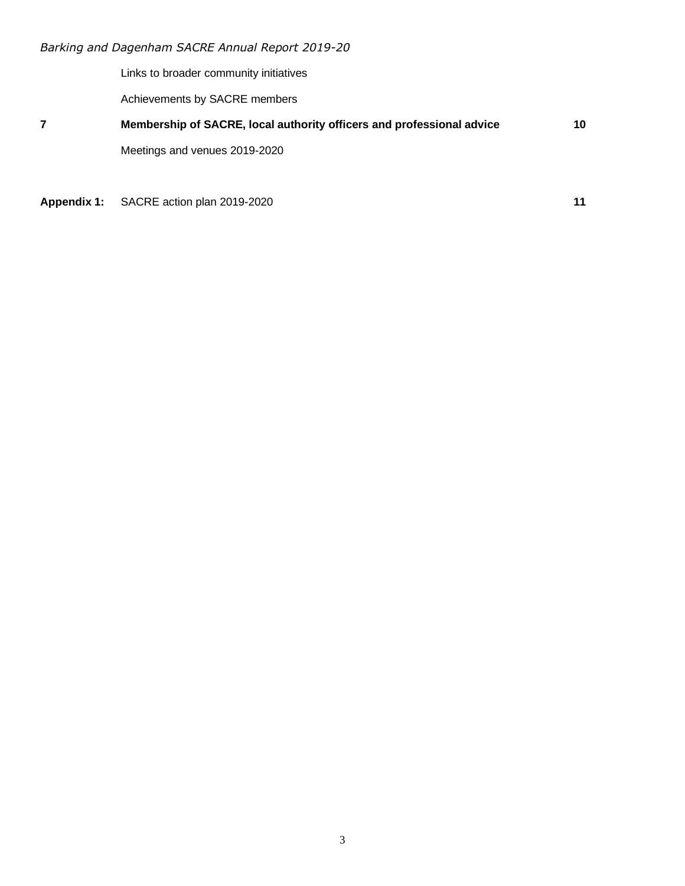| | | |
|---|---|---|
| | Links to broader community initiatives | |
| | Achievements by SACRE members | |
| **7** | **Membership of SACRE, local authority officers and professional advice** | **10** |
| | Meetings and venues 2019-2020 | |
| **Appendix 1:** | SACRE action plan 2019-2020 | **11** |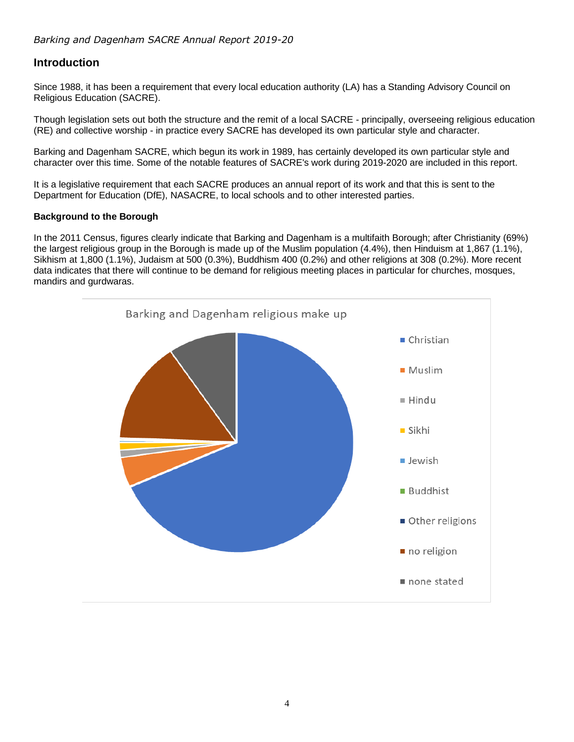## Introduction

Since 1988, it has been a requirement that every local education authority (LA) has a Standing Advisory Council on Religious Education (SACRE).

Though legislation sets out both the structure and the remit of a local SACRE - principally, overseeing religious education (RE) and collective worship - in practice every SACRE has developed its own particular style and character.

Barking and Dagenham SACRE, which begun its work in 1989, has certainly developed its own particular style and character over this time. Some of the notable features of SACRE's work during 2019-2020 are included in this report.

It is a legislative requirement that each SACRE produces an annual report of its work and that this is sent to the Department for Education (DfE), NASACRE, to local schools and to other interested parties.

**Background to the Borough**

In the 2011 Census, figures clearly indicate that Barking and Dagenham is a multifaith Borough; after Christianity (69%) the largest religious group in the Borough is made up of the Muslim population (4.4%), then Hinduism at 1,867 (1.1%), Sikhism at 1,800 (1.1%), Judaism at 500 (0.3%), Buddhism 400 (0.2%) and other religions at 308 (0.2%). More recent data indicates that there will continue to be demand for religious meeting places in particular for churches, mosques, mandirs and gurdwaras.

Barking and Dagenham religious make up

- Christian
- Muslim
- Hindu
- Sikhi
- Jewish
- Buddhist
- Other religions
- no religion
- none stated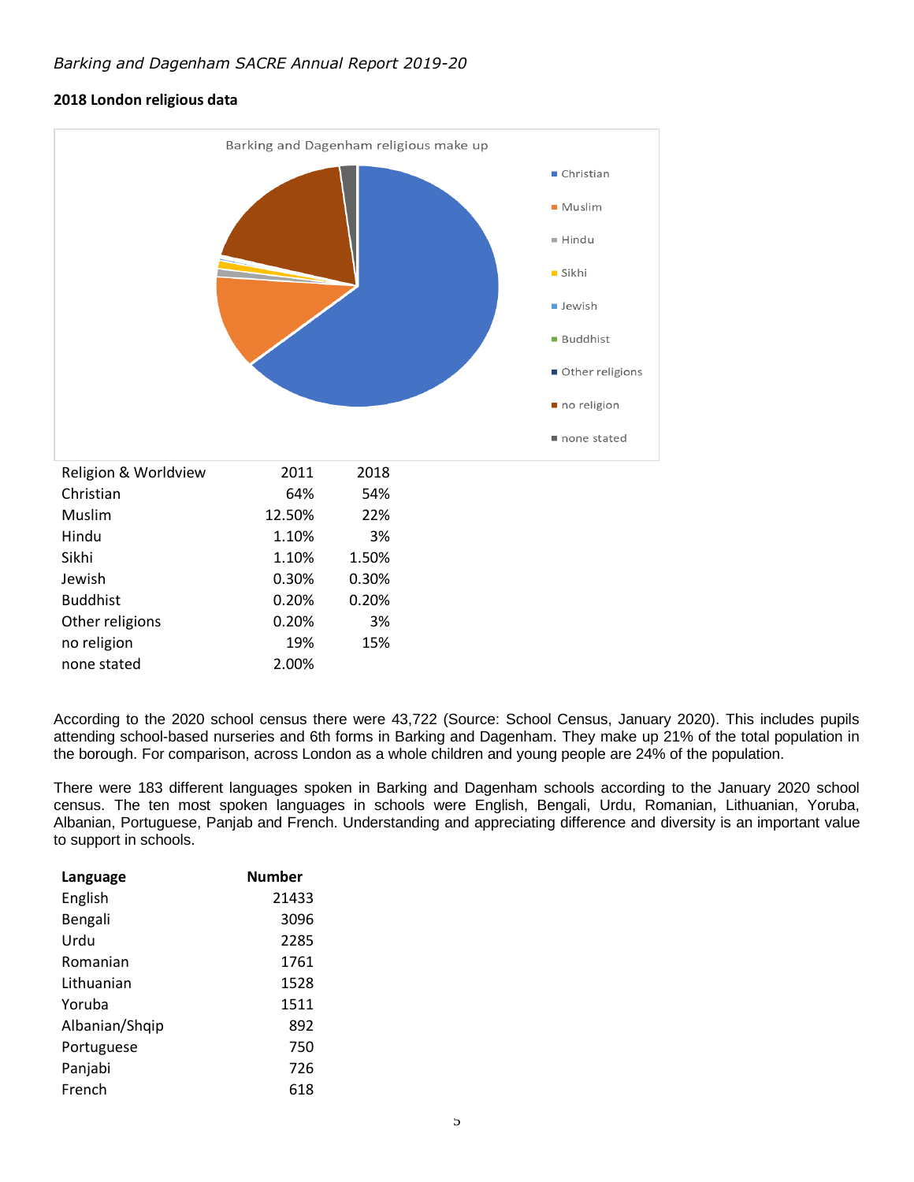## 2018 London religious data

| Religion & Worldview | 2011 | 2018 |
| --- | --- | --- |
| Christian | 64% | 54% |
| Muslim | 12.50% | 22% |
| Hindu | 1.10% | 3% |
| Sikhi | 1.10% | 1.50% |
| Jewish | 0.30% | 0.30% |
| Buddhist | 0.20% | 0.20% |
| Other religions | 0.20% | 3% |
| no religion | 19% | 15% |
| none stated | 2.00% | |

According to the 2020 school census there were 43,722 (Source: School Census, January 2020). This includes pupils attending school-based nurseries and 6th forms in Barking and Dagenham. They make up 21% of the total population in the borough. For comparison, across London as a whole children and young people are 24% of the population.

There were 183 different languages spoken in Barking and Dagenham schools according to the January 2020 school census. The ten most spoken languages in schools were English, Bengali, Urdu, Romanian, Lithuanian, Yoruba, Albanian, Portuguese, Panjab and French. Understanding and appreciating difference and diversity is an important value to support in schools.

| Language | Number |
| --- | --- |
| English | 21433 |
| Bengali | 3096 |
| Urdu | 2285 |
| Romanian | 1761 |
| Lithuanian | 1528 |
| Yoruba | 1511 |
| Albanian/Shqip | 892 |
| Portuguese | 750 |
| Panjabi | 726 |
| French | 618 |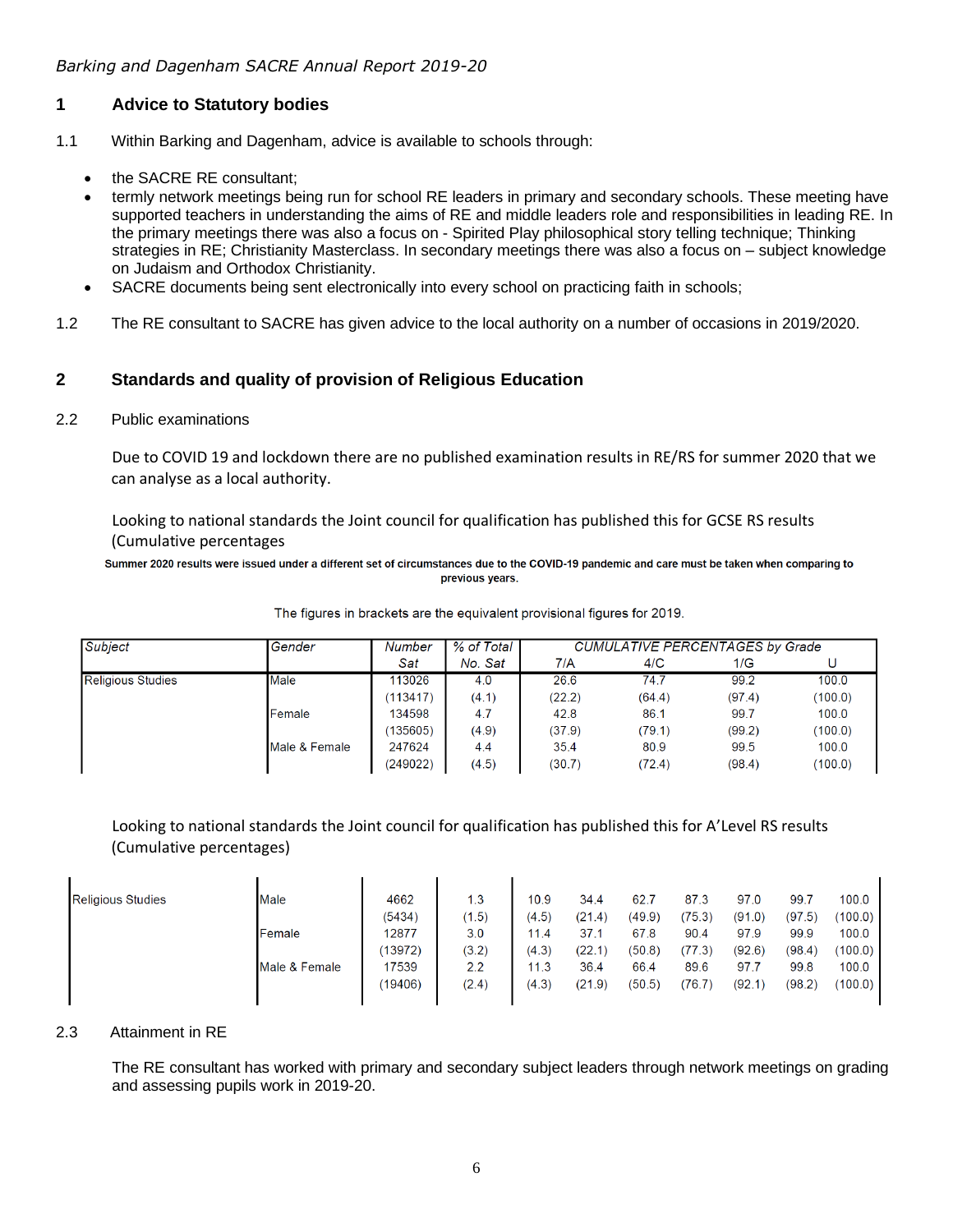## 1 Advice to Statutory bodies

1.1 Within Barking and Dagenham, advice is available to schools through:

- the SACRE RE consultant;
- termly network meetings being run for school RE leaders in primary and secondary schools. These meeting have supported teachers in understanding the aims of RE and middle leaders role and responsibilities in leading RE. In the primary meetings there was also a focus on - Spirited Play philosophical story telling technique; Thinking strategies in RE; Christianity Masterclass. In secondary meetings there was also a focus on – subject knowledge on Judaism and Orthodox Christianity.
- SACRE documents being sent electronically into every school on practicing faith in schools;

1.2 The RE consultant to SACRE has given advice to the local authority on a number of occasions in 2019/2020.

## 2 Standards and quality of provision of Religious Education

2.2 Public examinations

Due to COVID 19 and lockdown there are no published examination results in RE/RS for summer 2020 that we can analyse as a local authority.

Looking to national standards the Joint council for qualification has published this for GCSE RS results (Cumulative percentages

**Summer 2020 results were issued under a different set of circumstances due to the COVID-19 pandemic and care must be taken when comparing to previous years.**

The figures in brackets are the equivalent provisional figures for 2019.

| *Subject* | *Gender* | *Number Sat* | *% of Total No. Sat* | *CUMULATIVE PERCENTAGES by Grade* | | | |
|---|---|---|---|---|---|---|---|
| | | | | 7/A | 4/C | 1/G | U |
| Religious Studies | Male | 113026 | 4.0 | 26.6 | 74.7 | 99.2 | 100.0 |
| | | (113417) | (4.1) | (22.2) | (64.4) | (97.4) | (100.0) |
| | Female | 134598 | 4.7 | 42.8 | 86.1 | 99.7 | 100.0 |
| | | (135605) | (4.9) | (37.9) | (79.1) | (99.2) | (100.0) |
| | Male & Female | 247624 | 4.4 | 35.4 | 80.9 | 99.5 | 100.0 |
| | | (249022) | (4.5) | (30.7) | (72.4) | (98.4) | (100.0) |

Looking to national standards the Joint council for qualification has published this for A'Level RS results (Cumulative percentages)

| | | | | | | | | | | |
|---|---|---|---|---|---|---|---|---|---|---|
| Religious Studies | Male | 4662 | 1.3 | 10.9 | 34.4 | 62.7 | 87.3 | 97.0 | 99.7 | 100.0 |
| | | (5434) | (1.5) | (4.5) | (21.4) | (49.9) | (75.3) | (91.0) | (97.5) | (100.0) |
| | Female | 12877 | 3.0 | 11.4 | 37.1 | 67.8 | 90.4 | 97.9 | 99.9 | 100.0 |
| | | (13972) | (3.2) | (4.3) | (22.1) | (50.8) | (77.3) | (92.6) | (98.4) | (100.0) |
| | Male & Female | 17539 | 2.2 | 11.3 | 36.4 | 66.4 | 89.6 | 97.7 | 99.8 | 100.0 |
| | | (19406) | (2.4) | (4.3) | (21.9) | (50.5) | (76.7) | (92.1) | (98.2) | (100.0) |

2.3 Attainment in RE

The RE consultant has worked with primary and secondary subject leaders through network meetings on grading and assessing pupils work in 2019-20.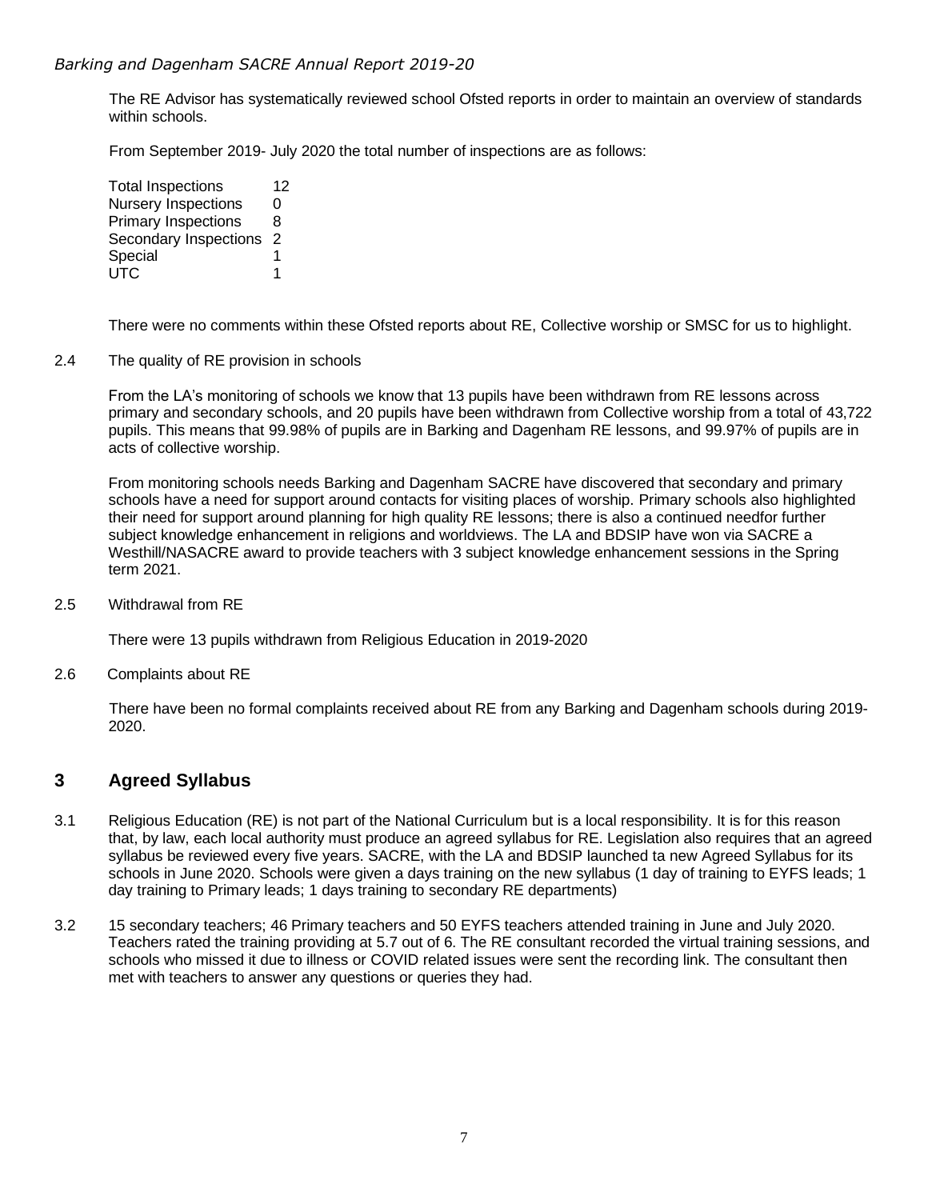The RE Advisor has systematically reviewed school Ofsted reports in order to maintain an overview of standards within schools.

From September 2019- July 2020 the total number of inspections are as follows:

| | |
|---|---|
| Total Inspections | 12 |
| Nursery Inspections | 0 |
| Primary Inspections | 8 |
| Secondary Inspections | 2 |
| Special | 1 |
| UTC | 1 |

There were no comments within these Ofsted reports about RE, Collective worship or SMSC for us to highlight.

2.4 The quality of RE provision in schools

From the LA's monitoring of schools we know that 13 pupils have been withdrawn from RE lessons across primary and secondary schools, and 20 pupils have been withdrawn from Collective worship from a total of 43,722 pupils. This means that 99.98% of pupils are in Barking and Dagenham RE lessons, and 99.97% of pupils are in acts of collective worship.

From monitoring schools needs Barking and Dagenham SACRE have discovered that secondary and primary schools have a need for support around contacts for visiting places of worship. Primary schools also highlighted their need for support around planning for high quality RE lessons; there is also a continued needfor further subject knowledge enhancement in religions and worldviews. The LA and BDSIP have won via SACRE a Westhill/NASACRE award to provide teachers with 3 subject knowledge enhancement sessions in the Spring term 2021.

2.5 Withdrawal from RE

There were 13 pupils withdrawn from Religious Education in 2019-2020

2.6 Complaints about RE

There have been no formal complaints received about RE from any Barking and Dagenham schools during 2019-2020.

## 3 Agreed Syllabus

3.1 Religious Education (RE) is not part of the National Curriculum but is a local responsibility. It is for this reason that, by law, each local authority must produce an agreed syllabus for RE. Legislation also requires that an agreed syllabus be reviewed every five years. SACRE, with the LA and BDSIP launched ta new Agreed Syllabus for its schools in June 2020. Schools were given a days training on the new syllabus (1 day of training to EYFS leads; 1 day training to Primary leads; 1 days training to secondary RE departments)

3.2 15 secondary teachers; 46 Primary teachers and 50 EYFS teachers attended training in June and July 2020. Teachers rated the training providing at 5.7 out of 6. The RE consultant recorded the virtual training sessions, and schools who missed it due to illness or COVID related issues were sent the recording link. The consultant then met with teachers to answer any questions or queries they had.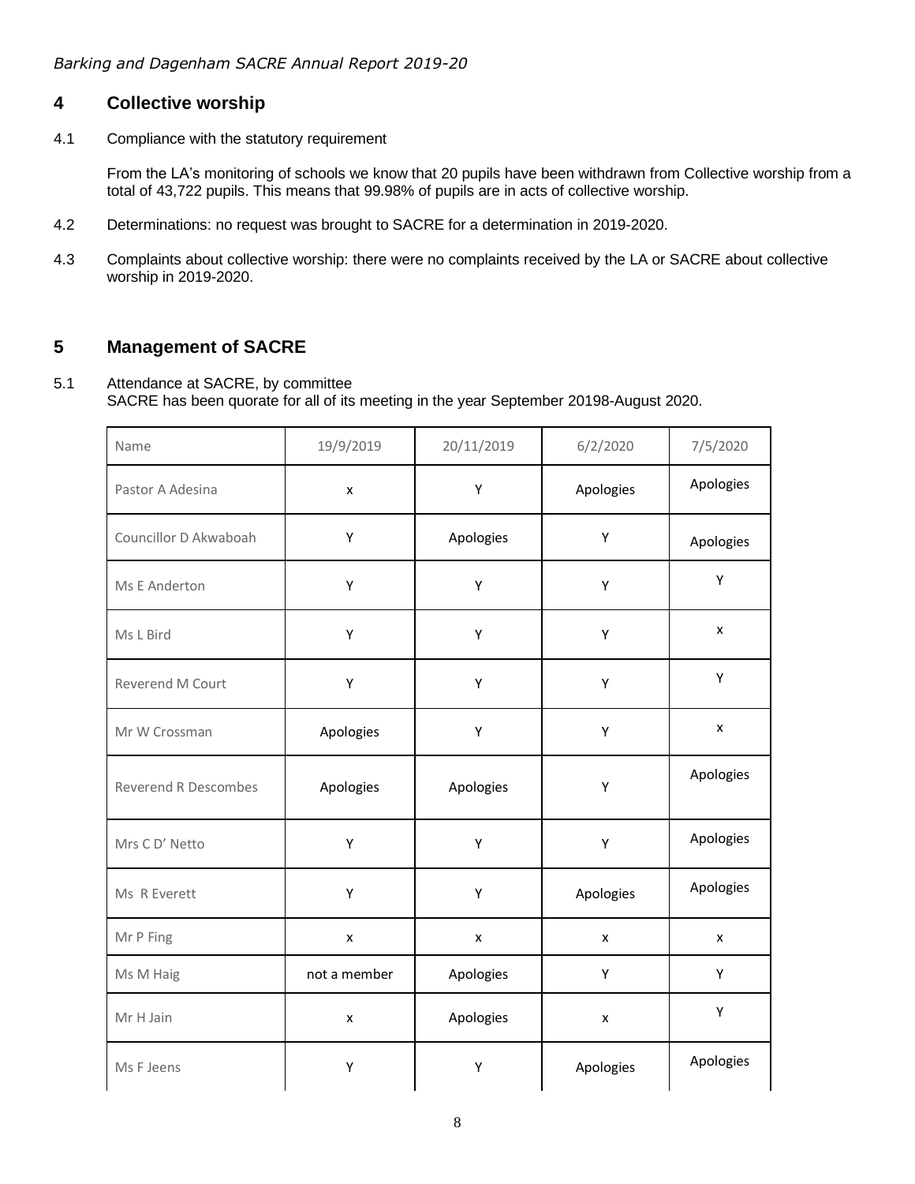## 4 Collective worship

4.1 Compliance with the statutory requirement

From the LA's monitoring of schools we know that 20 pupils have been withdrawn from Collective worship from a total of 43,722 pupils. This means that 99.98% of pupils are in acts of collective worship.

4.2 Determinations: no request was brought to SACRE for a determination in 2019-2020.

4.3 Complaints about collective worship: there were no complaints received by the LA or SACRE about collective worship in 2019-2020.

## 5 Management of SACRE

5.1 Attendance at SACRE, by committee
SACRE has been quorate for all of its meeting in the year September 20198-August 2020.

| Name | 19/9/2019 | 20/11/2019 | 6/2/2020 | 7/5/2020 |
|---|---|---|---|---|
| Pastor A Adesina | x | Y | Apologies | Apologies |
| Councillor D Akwaboah | Y | Apologies | Y | Apologies |
| Ms E Anderton | Y | Y | Y | Y |
| Ms L Bird | Y | Y | Y | x |
| Reverend M Court | Y | Y | Y | Y |
| Mr W Crossman | Apologies | Y | Y | x |
| Reverend R Descombes | Apologies | Apologies | Y | Apologies |
| Mrs C D' Netto | Y | Y | Y | Apologies |
| Ms R Everett | Y | Y | Apologies | Apologies |
| Mr P Fing | x | x | x | x |
| Ms M Haig | not a member | Apologies | Y | Y |
| Mr H Jain | x | Apologies | x | Y |
| Ms F Jeens | Y | Y | Apologies | Apologies |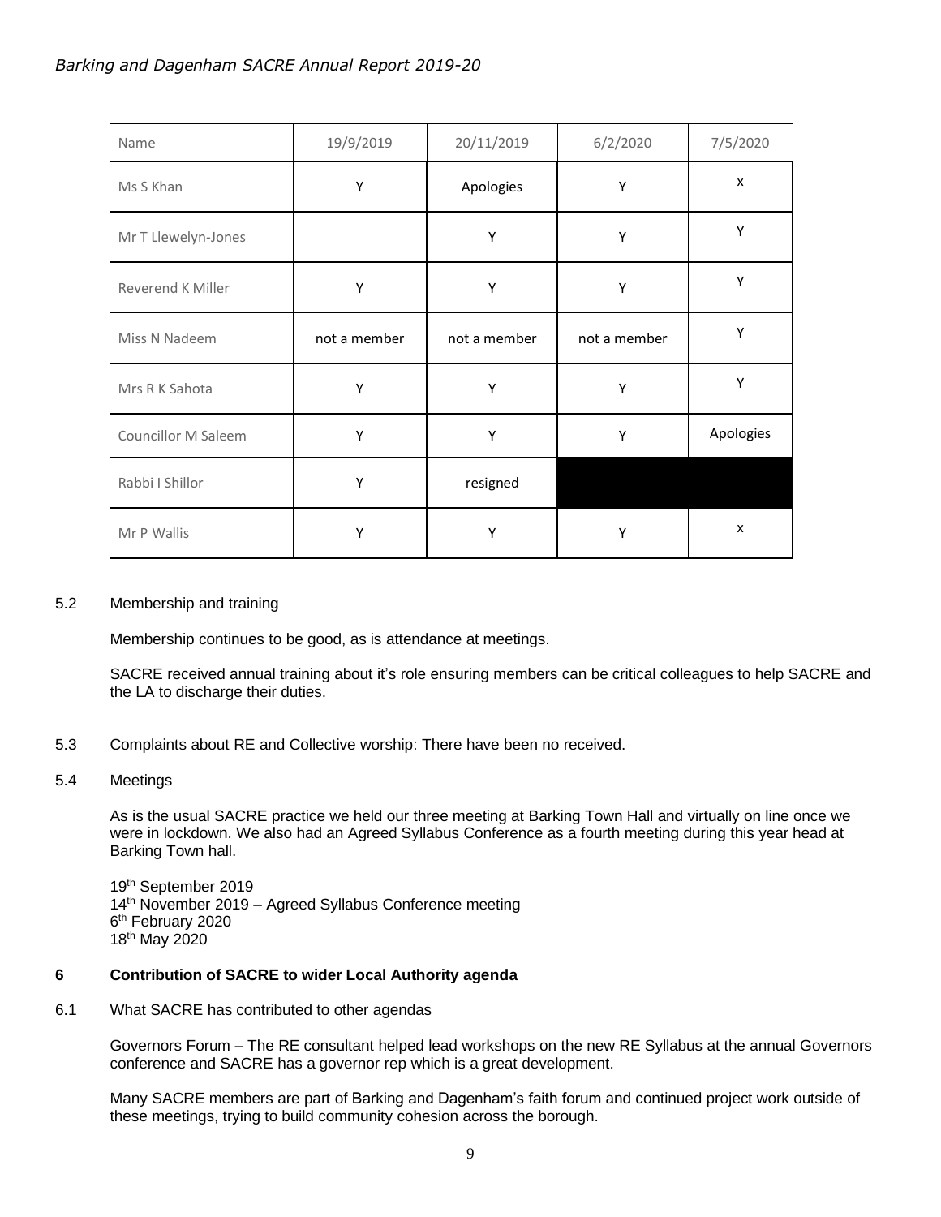| Name | 19/9/2019 | 20/11/2019 | 6/2/2020 | 7/5/2020 |
|---|---|---|---|---|
| Ms S Khan | Y | Apologies | Y | x |
| Mr T Llewelyn-Jones | | Y | Y | Y |
| Reverend K Miller | Y | Y | Y | Y |
| Miss N Nadeem | not a member | not a member | not a member | Y |
| Mrs R K Sahota | Y | Y | Y | Y |
| Councillor M Saleem | Y | Y | Y | Apologies |
| Rabbi I Shillor | Y | resigned | | |
| Mr P Wallis | Y | Y | Y | x |

5.2 Membership and training

Membership continues to be good, as is attendance at meetings.

SACRE received annual training about it's role ensuring members can be critical colleagues to help SACRE and the LA to discharge their duties.

5.3 Complaints about RE and Collective worship: There have been no received.

5.4 Meetings

As is the usual SACRE practice we held our three meeting at Barking Town Hall and virtually on line once we were in lockdown. We also had an Agreed Syllabus Conference as a fourth meeting during this year head at Barking Town hall.

19th September 2019
14th November 2019 – Agreed Syllabus Conference meeting
6th February 2020
18th May 2020

## 6 Contribution of SACRE to wider Local Authority agenda

6.1 What SACRE has contributed to other agendas

Governors Forum – The RE consultant helped lead workshops on the new RE Syllabus at the annual Governors conference and SACRE has a governor rep which is a great development.

Many SACRE members are part of Barking and Dagenham's faith forum and continued project work outside of these meetings, trying to build community cohesion across the borough.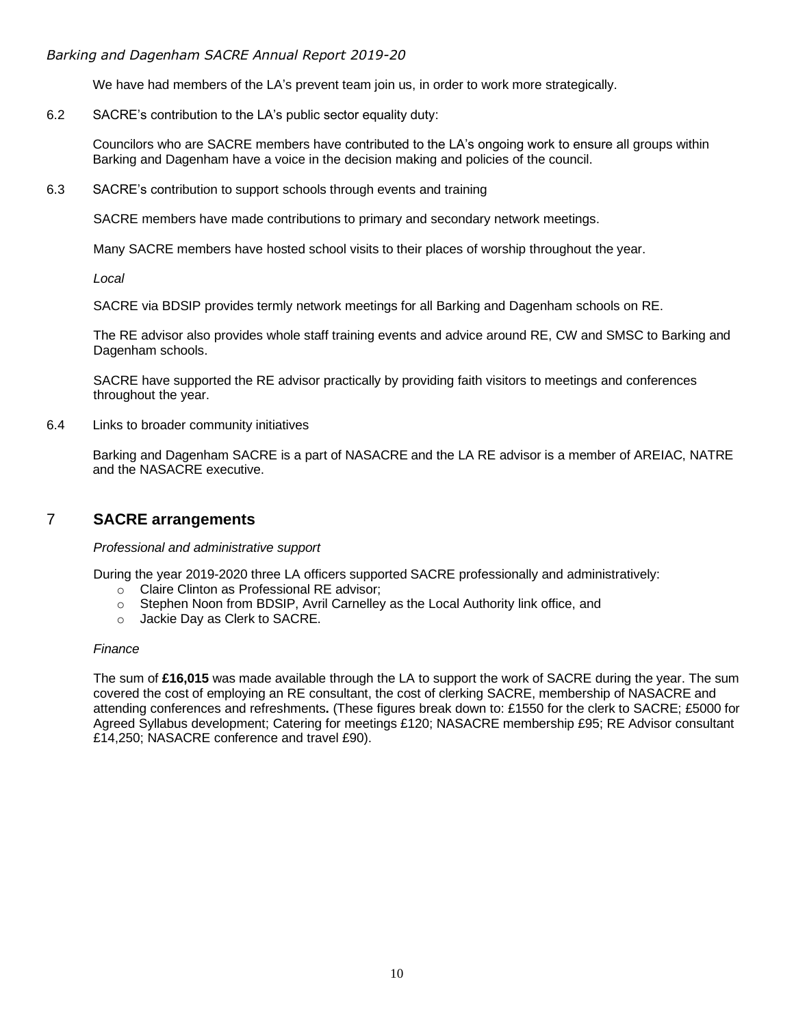We have had members of the LA's prevent team join us, in order to work more strategically.

6.2 SACRE's contribution to the LA's public sector equality duty:

Councilors who are SACRE members have contributed to the LA's ongoing work to ensure all groups within Barking and Dagenham have a voice in the decision making and policies of the council.

6.3 SACRE's contribution to support schools through events and training

SACRE members have made contributions to primary and secondary network meetings.

Many SACRE members have hosted school visits to their places of worship throughout the year.

*Local*

SACRE via BDSIP provides termly network meetings for all Barking and Dagenham schools on RE.

The RE advisor also provides whole staff training events and advice around RE, CW and SMSC to Barking and Dagenham schools.

SACRE have supported the RE advisor practically by providing faith visitors to meetings and conferences throughout the year.

6.4 Links to broader community initiatives

Barking and Dagenham SACRE is a part of NASACRE and the LA RE advisor is a member of AREIAC, NATRE and the NASACRE executive.

## 7 SACRE arrangements

*Professional and administrative support*

During the year 2019-2020 three LA officers supported SACRE professionally and administratively:

- Claire Clinton as Professional RE advisor;
- Stephen Noon from BDSIP, Avril Carnelley as the Local Authority link office, and
- Jackie Day as Clerk to SACRE.

*Finance*

The sum of **£16,015** was made available through the LA to support the work of SACRE during the year. The sum covered the cost of employing an RE consultant, the cost of clerking SACRE, membership of NASACRE and attending conferences and refreshments**.** (These figures break down to: £1550 for the clerk to SACRE; £5000 for Agreed Syllabus development; Catering for meetings £120; NASACRE membership £95; RE Advisor consultant £14,250; NASACRE conference and travel £90).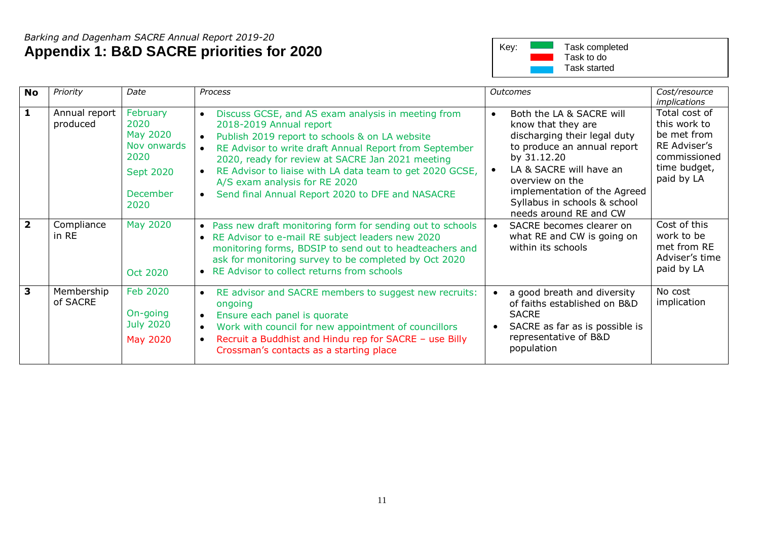*Barking and Dagenham SACRE Annual Report 2019-20*

# Appendix 1: B&D SACRE priorities for 2020

| Key: | |
|---|---|
| Green | Task completed |
| Red | Task to do |
| Blue | Task started |

| No | *Priority* | *Date* | *Process* | *Outcomes* | *Cost/resource implications* |
|---|---|---|---|---|---|
| **1** | Annual report produced | February 2020<br>May 2020<br>Nov onwards 2020<br>Sept 2020<br>December 2020 | • Discuss GCSE, and AS exam analysis in meeting from 2018-2019 Annual report<br>• Publish 2019 report to schools & on LA website<br>• RE Advisor to write draft Annual Report from September 2020, ready for review at SACRE Jan 2021 meeting<br>• RE Advisor to liaise with LA data team to get 2020 GCSE, A/S exam analysis for RE 2020<br>• Send final Annual Report 2020 to DFE and NASACRE | • Both the LA & SACRE will know that they are discharging their legal duty to produce an annual report by 31.12.20<br>• LA & SACRE will have an overview on the implementation of the Agreed Syllabus in schools & school needs around RE and CW | Total cost of this work to be met from RE Adviser's commissioned time budget, paid by LA |
| **2** | Compliance in RE | May 2020<br>Oct 2020 | • Pass new draft monitoring form for sending out to schools<br>• RE Advisor to e-mail RE subject leaders new 2020 monitoring forms, BDSIP to send out to headteachers and ask for monitoring survey to be completed by Oct 2020<br>• RE Advisor to collect returns from schools | • SACRE becomes clearer on what RE and CW is going on within its schools | Cost of this work to be met from RE Adviser's time paid by LA |
| **3** | Membership of SACRE | Feb 2020<br>On-going<br>July 2020<br>May 2020 | • RE advisor and SACRE members to suggest new recruits: ongoing<br>• Ensure each panel is quorate<br>• Work with council for new appointment of councillors<br>• Recruit a Buddhist and Hindu rep for SACRE – use Billy Crossman's contacts as a starting place | • a good breath and diversity of faiths established on B&D SACRE<br>• SACRE as far as is possible is representative of B&D population | No cost implication |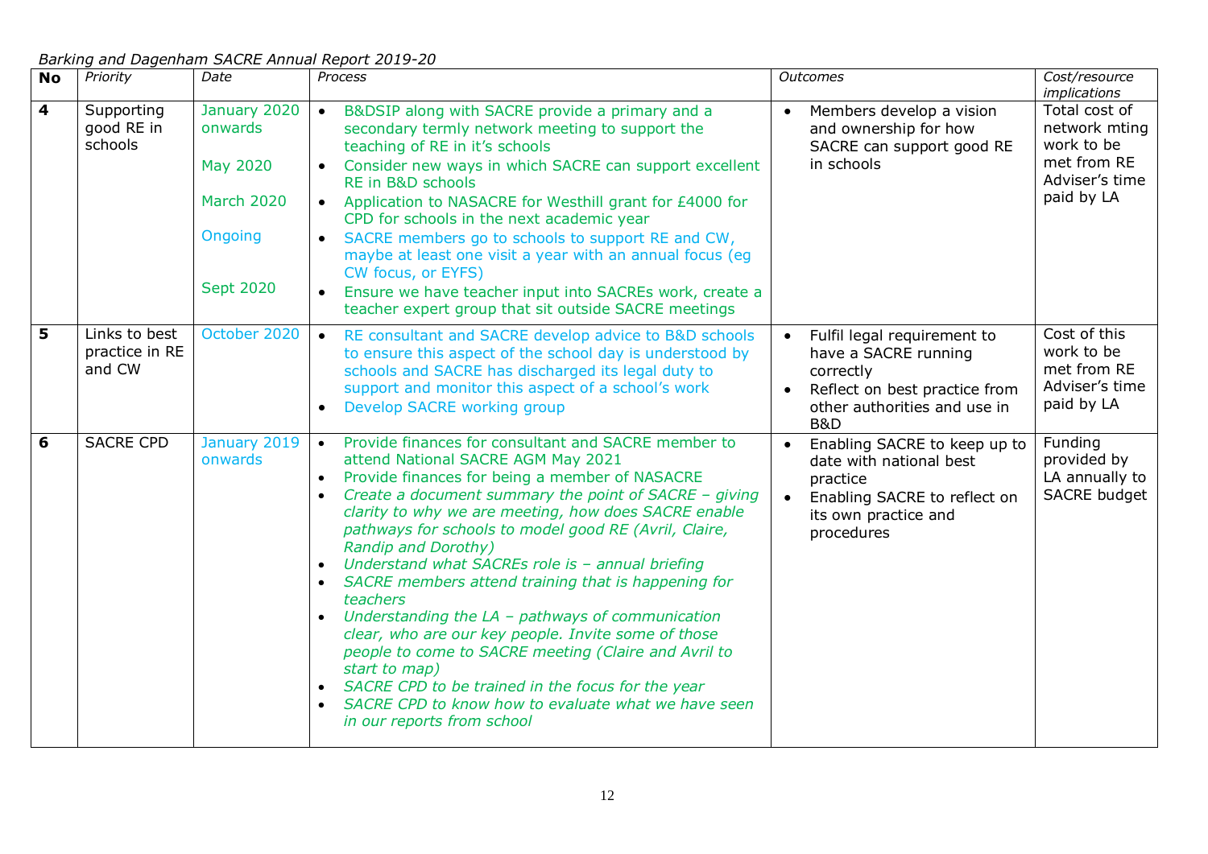*Barking and Dagenham SACRE Annual Report 2019-20*

| No | *Priority* | *Date* | *Process* | *Outcomes* | *Cost/resource implications* |
|---|---|---|---|---|---|
| **4** | Supporting good RE in schools | January 2020 onwards<br><br>May 2020<br><br>March 2020<br><br>Ongoing<br><br>Sept 2020 | • B&DSIP along with SACRE provide a primary and a secondary termly network meeting to support the teaching of RE in it's schools<br>• Consider new ways in which SACRE can support excellent RE in B&D schools<br>• Application to NASACRE for Westhill grant for £4000 for CPD for schools in the next academic year<br>• SACRE members go to schools to support RE and CW, maybe at least one visit a year with an annual focus (eg CW focus, or EYFS)<br>• Ensure we have teacher input into SACREs work, create a teacher expert group that sit outside SACRE meetings | • Members develop a vision and ownership for how SACRE can support good RE in schools | Total cost of network mting work to be met from RE Adviser's time paid by LA |
| **5** | Links to best practice in RE and CW | October 2020 | • RE consultant and SACRE develop advice to B&D schools to ensure this aspect of the school day is understood by schools and SACRE has discharged its legal duty to support and monitor this aspect of a school's work<br>• Develop SACRE working group | • Fulfil legal requirement to have a SACRE running correctly<br>• Reflect on best practice from other authorities and use in B&D | Cost of this work to be met from RE Adviser's time paid by LA |
| **6** | SACRE CPD | January 2019 onwards | • Provide finances for consultant and SACRE member to attend National SACRE AGM May 2021<br>• Provide finances for being a member of NASACRE<br>• *Create a document summary the point of SACRE – giving clarity to why we are meeting, how does SACRE enable pathways for schools to model good RE (Avril, Claire, Randip and Dorothy)*<br>• *Understand what SACREs role is – annual briefing*<br>• *SACRE members attend training that is happening for teachers*<br>• *Understanding the LA – pathways of communication clear, who are our key people. Invite some of those people to come to SACRE meeting (Claire and Avril to start to map)*<br>• *SACRE CPD to be trained in the focus for the year*<br>• *SACRE CPD to know how to evaluate what we have seen in our reports from school* | • Enabling SACRE to keep up to date with national best practice<br>• Enabling SACRE to reflect on its own practice and procedures | Funding provided by LA annually to SACRE budget |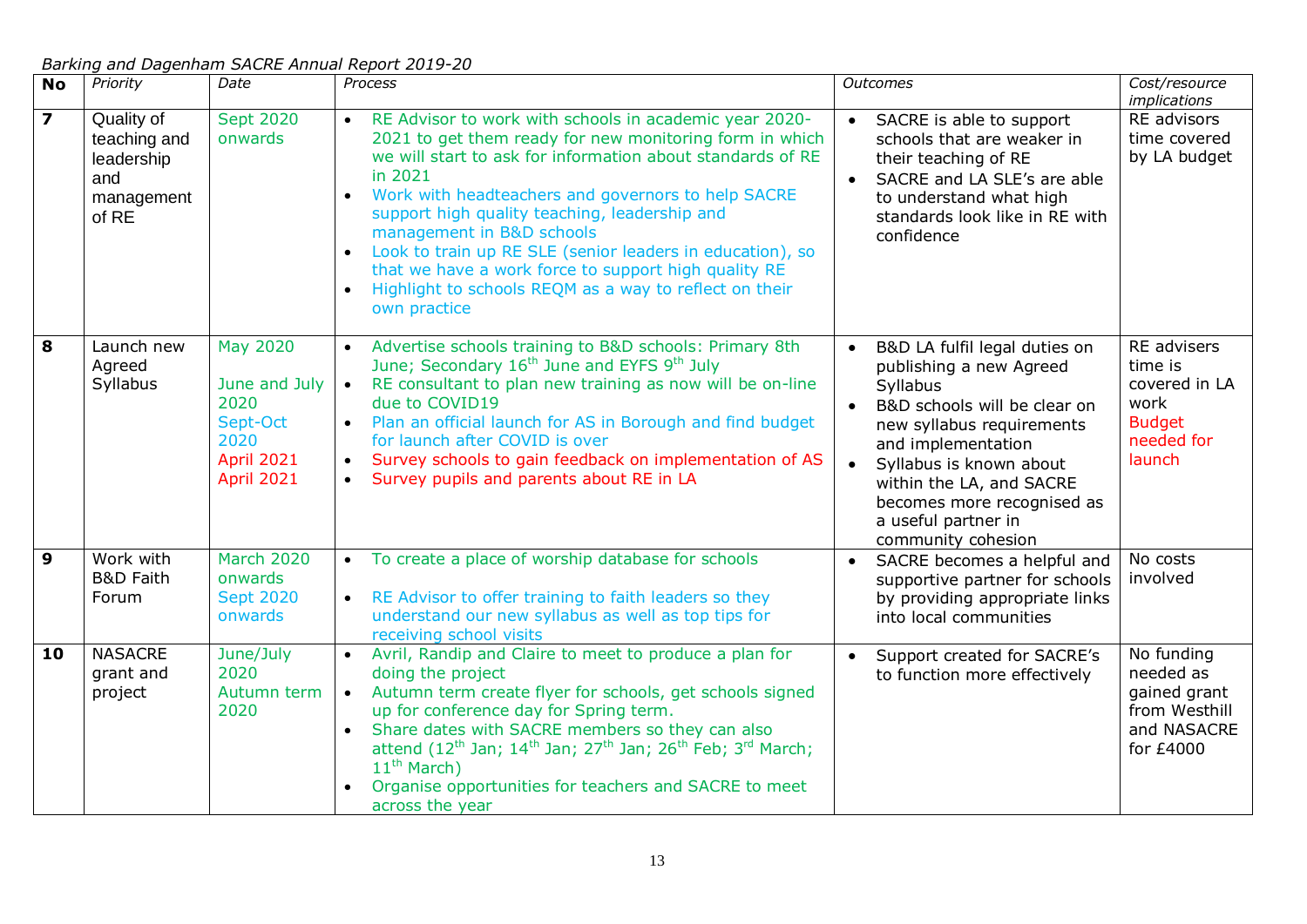*Barking and Dagenham SACRE Annual Report 2019-20*

| No | *Priority* | *Date* | *Process* | *Outcomes* | *Cost/resource implications* |
|---|---|---|---|---|---|
| **7** | Quality of teaching and leadership and management of RE | Sept 2020 onwards | • RE Advisor to work with schools in academic year 2020-2021 to get them ready for new monitoring form in which we will start to ask for information about standards of RE in 2021<br>• Work with headteachers and governors to help SACRE support high quality teaching, leadership and management in B&D schools<br>• Look to train up RE SLE (senior leaders in education), so that we have a work force to support high quality RE<br>• Highlight to schools REQM as a way to reflect on their own practice | • SACRE is able to support schools that are weaker in their teaching of RE<br>• SACRE and LA SLE's are able to understand what high standards look like in RE with confidence | RE advisors time covered by LA budget |
| **8** | Launch new Agreed Syllabus | May 2020<br><br>June and July 2020<br>Sept-Oct 2020<br>April 2021<br>April 2021 | • Advertise schools training to B&D schools: Primary 8th June; Secondary 16th June and EYFS 9th July<br>• RE consultant to plan new training as now will be on-line due to COVID19<br>• Plan an official launch for AS in Borough and find budget for launch after COVID is over<br>• Survey schools to gain feedback on implementation of AS<br>• Survey pupils and parents about RE in LA | • B&D LA fulfil legal duties on publishing a new Agreed Syllabus<br>• B&D schools will be clear on new syllabus requirements and implementation<br>• Syllabus is known about within the LA, and SACRE becomes more recognised as a useful partner in community cohesion | RE advisers time is covered in LA work<br>Budget needed for launch |
| **9** | Work with B&D Faith Forum | March 2020 onwards<br>Sept 2020 onwards | • To create a place of worship database for schools<br><br>• RE Advisor to offer training to faith leaders so they understand our new syllabus as well as top tips for receiving school visits | • SACRE becomes a helpful and supportive partner for schools by providing appropriate links into local communities | No costs involved |
| **10** | NASACRE grant and project | June/July 2020<br>Autumn term 2020 | • Avril, Randip and Claire to meet to produce a plan for doing the project<br>• Autumn term create flyer for schools, get schools signed up for conference day for Spring term.<br>• Share dates with SACRE members so they can also attend (12th Jan; 14th Jan; 27th Jan; 26th Feb; 3rd March; 11th March)<br>• Organise opportunities for teachers and SACRE to meet across the year | • Support created for SACRE's to function more effectively | No funding needed as gained grant from Westhill and NASACRE for £4000 |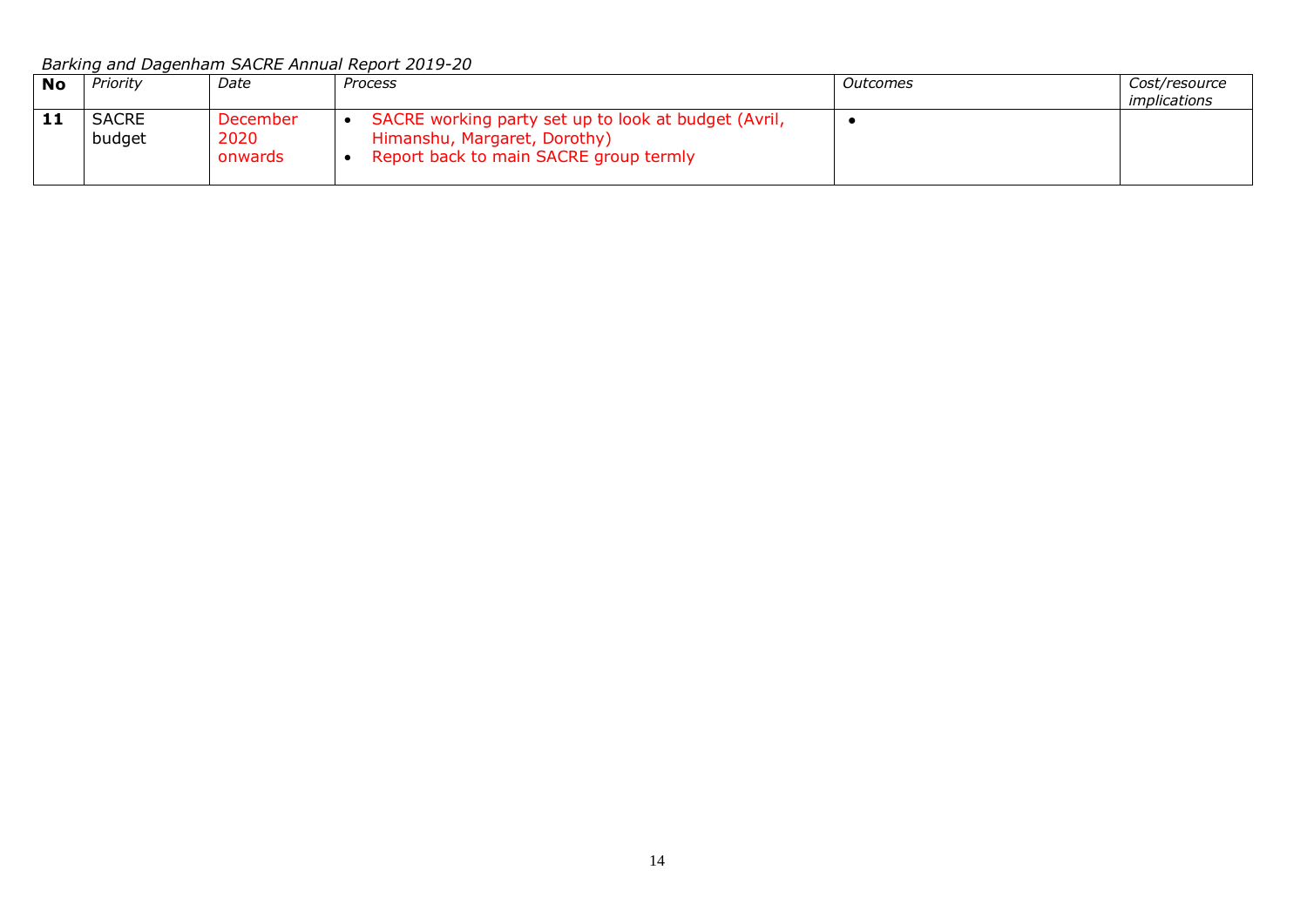| No | *Priority* | *Date* | *Process* | *Outcomes* | *Cost/resource implications* |
|---|---|---|---|---|---|
| **11** | SACRE budget | December 2020 onwards | • SACRE working party set up to look at budget (Avril, Himanshu, Margaret, Dorothy)<br>• Report back to main SACRE group termly | • | |